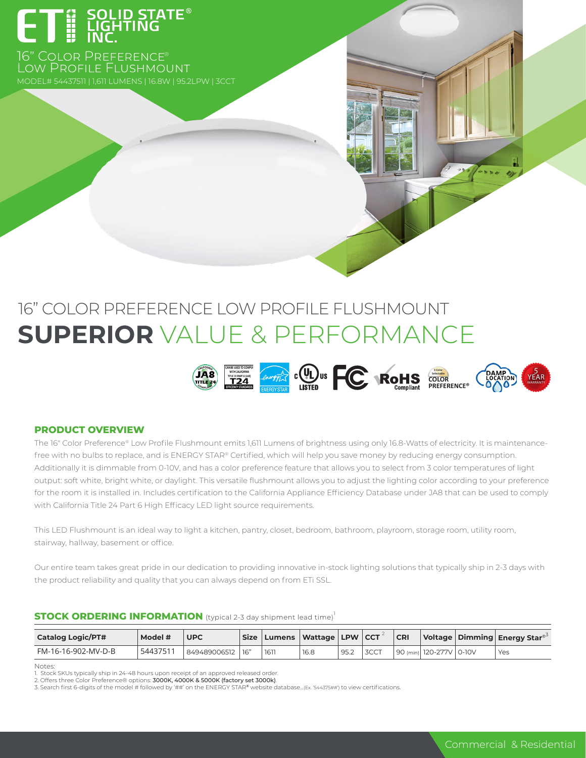# ETi SOLID STATE® LIGHTING INC.

16" Color Preference® Low Profile Flushmount

MODEL# 54437511 | 1,611 LUMENS | 16.8W | 95.2LPW | 3CCT

# 16" COLOR PREFERENCE LOW PROFILE FLUSHMOUNT
## **SUPERIOR** VALUE & PERFORMANCE

### PRODUCT OVERVIEW

The 16" Color Preference® Low Profile Flushmount emits 1,611 Lumens of brightness using only 16.8-Watts of electricity. It is maintenance-free with no bulbs to replace, and is ENERGY STAR® Certified, which will help you save money by reducing energy consumption. Additionally it is dimmable from 0-10V, and has a color preference feature that allows you to select from 3 color temperatures of light output: soft white, bright white, or daylight. This versatile flushmount allows you to adjust the lighting color according to your preference for the room it is installed in. Includes certification to the California Appliance Efficiency Database under JA8 that can be used to comply with California Title 24 Part 6 High Efficacy LED light source requirements.

This LED Flushmount is an ideal way to light a kitchen, pantry, closet, bedroom, bathroom, playroom, storage room, utility room, stairway, hallway, basement or office.

Our entire team takes great pride in our dedication to providing innovative in-stock lighting solutions that typically ship in 2-3 days with the product reliability and quality that you can always depend on from ETi SSL.

### STOCK ORDERING INFORMATION (typical 2-3 day shipment lead time)[1]

| Catalog Logic/PT# | Model # | UPC | Size | Lumens | Wattage | LPW | CCT[2] | CRI | Voltage | Dimming | Energy Star®[3] |
|---|---|---|---|---|---|---|---|---|---|---|---|
| FM-16-16-902-MV-D-B | 54437511 | 849489006512 | 16" | 1611 | 16.8 | 95.2 | 3CCT | 90 (min) | 120-277V | 0-10V | Yes |

Notes:
1. Stock SKUs typically ship in 24-48 hours upon receipt of an approved released order.
2. Offers three Color Preference® options: **3000K, 4000K & 5000K (factory set 3000k)**.
3. Search first 6-digits of the model # followed by '##' on the ENERGY STAR® website database...(Ex. '544375##') to view certifications.

Commercial & Residential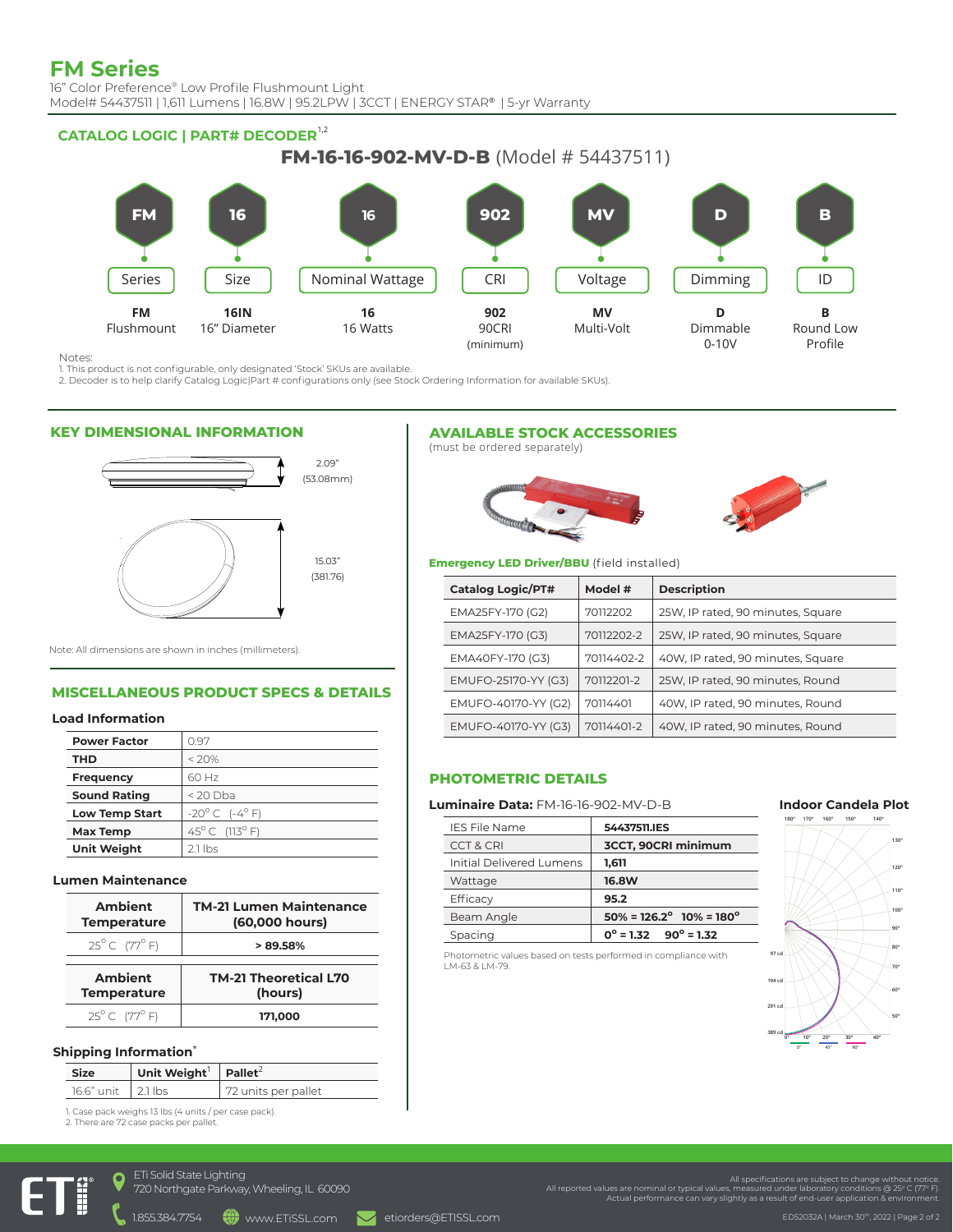# FM Series

16" Color Preference® Low Profile Flushmount Light
Model# 54437511 | 1,611 Lumens | 16.8W | 95.2LPW | 3CCT | ENERGY STAR® | 5-yr Warranty

## CATALOG LOGIC | PART# DECODER[1,2]

**FM-16-16-902-MV-D-B** (Model # 54437511)

| FM | 16 | 16 | 902 | MV | D | B |
|---|---|---|---|---|---|---|
| Series | Size | Nominal Wattage | CRI | Voltage | Dimming | ID |
| **FM** Flushmount | **16IN** 16" Diameter | **16** 16 Watts | **902** 90CRI (minimum) | **MV** Multi-Volt | **D** Dimmable 0-10V | **B** Round Low Profile |

Notes:
1. This product is not configurable, only designated 'Stock' SKUs are available.
2. Decoder is to help clarify Catalog Logic|Part # configurations only (see Stock Ordering Information for available SKUs).

## KEY DIMENSIONAL INFORMATION

2.09"
(53.08mm)

15.03"
(381.76)

Note: All dimensions are shown in inches (millimeters).

## MISCELLANEOUS PRODUCT SPECS & DETAILS

### Load Information

| | |
|---|---|
| **Power Factor** | 0.97 |
| **THD** | < 20% |
| **Frequency** | 60 Hz |
| **Sound Rating** | < 20 Dba |
| **Low Temp Start** | -20° C (-4° F) |
| **Max Temp** | 45° C (113° F) |
| **Unit Weight** | 2.1 lbs |

### Lumen Maintenance

| Ambient Temperature | TM-21 Lumen Maintenance (60,000 hours) |
|---|---|
| 25° C (77° F) | **> 89.58%** |

| Ambient Temperature | TM-21 Theoretical L70 (hours) |
|---|---|
| 25° C (77° F) | **171,000** |

### Shipping Information*

| Size | Unit Weight[1] | Pallet[2] |
|---|---|---|
| 16.6" unit | 2.1 lbs | 72 units per pallet |

1. Case pack weighs 13 lbs (4 units / per case pack).
2. There are 72 case packs per pallet.

## AVAILABLE STOCK ACCESSORIES

(must be ordered separately)

**Emergency LED Driver/BBU** (field installed)

| Catalog Logic/PT# | Model # | Description |
|---|---|---|
| EMA25FY-170 (G2) | 70112202 | 25W, IP rated, 90 minutes, Square |
| EMA25FY-170 (G3) | 70112202-2 | 25W, IP rated, 90 minutes, Square |
| EMA40FY-170 (G3) | 70114402-2 | 40W, IP rated, 90 minutes, Square |
| EMUFO-25170-YY (G3) | 70112201-2 | 25W, IP rated, 90 minutes, Round |
| EMUFO-40170-YY (G2) | 70114401 | 40W, IP rated, 90 minutes, Round |
| EMUFO-40170-YY (G3) | 70114401-2 | 40W, IP rated, 90 minutes, Round |

## PHOTOMETRIC DETAILS

**Luminaire Data:** FM-16-16-902-MV-D-B

| | |
|---|---|
| IES File Name | **54437511.IES** |
| CCT & CRI | **3CCT, 90CRI minimum** |
| Initial Delivered Lumens | **1,611** |
| Wattage | **16.8W** |
| Efficacy | **95.2** |
| Beam Angle | **50% = 126.2° 10% = 180°** |
| Spacing | **0° = 1.32 90° = 1.32** |

Photometric values based on tests performed in compliance with LM-63 & LM-79.

**Indoor Candela Plot**

180° 170° 160° 150° 140° 130° 120° 110° 100° 90° 80° 70° 60° 50° 40° 30° 20° 10° 0°

97 cd
194 cd
291 cd
389 cd

0° 45° 90°

ETi Solid State Lighting
720 Northgate Parkway, Wheeling, IL 60090
1.855.384.7754 www.ETiSSL.com etiorders@ETiSSL.com

All specifications are subject to change without notice.
All reported values are nominal or typical values, measured under laboratory conditions @ 25° C (77° F). Actual performance can vary slightly as a result of end-user application & environment.

EDS2032A | March 30th, 2022